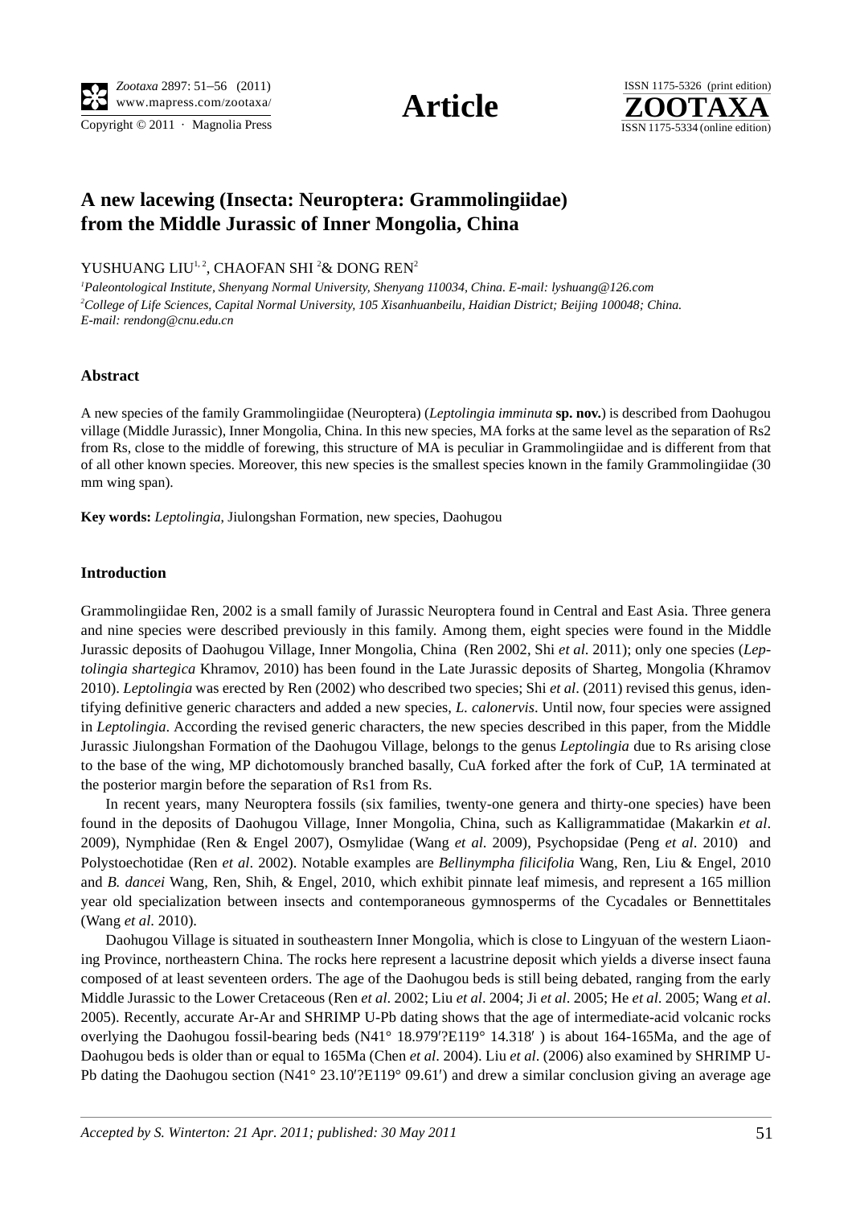# A new lacewing (Insecta: Neuroptera: Grammolingiidae) from the Middle Jurassic of Inner Mongolia, China

YUSHUANG LIU[1, 2], CHAOFAN SHI [2]& DONG REN[2]

[1]*Paleontological Institute, Shenyang Normal University, Shenyang 110034, China. E-mail: lyshuang@126.com*
[2]*College of Life Sciences, Capital Normal University, 105 Xisanhuanbeilu, Haidian District; Beijing 100048; China. E-mail: rendong@cnu.edu.cn*

## Abstract

A new species of the family Grammolingiidae (Neuroptera) (*Leptolingia imminuta* **sp. nov.**) is described from Daohugou village (Middle Jurassic), Inner Mongolia, China. In this new species, MA forks at the same level as the separation of Rs2 from Rs, close to the middle of forewing, this structure of MA is peculiar in Grammolingiidae and is different from that of all other known species. Moreover, this new species is the smallest species known in the family Grammolingiidae (30 mm wing span).

**Key words:** *Leptolingia*, Jiulongshan Formation, new species, Daohugou

## Introduction

Grammolingiidae Ren, 2002 is a small family of Jurassic Neuroptera found in Central and East Asia. Three genera and nine species were described previously in this family. Among them, eight species were found in the Middle Jurassic deposits of Daohugou Village, Inner Mongolia, China (Ren 2002, Shi *et al*. 2011); only one species (*Leptolingia shartegica* Khramov, 2010) has been found in the Late Jurassic deposits of Sharteg, Mongolia (Khramov 2010). *Leptolingia* was erected by Ren (2002) who described two species; Shi *et al*. (2011) revised this genus, identifying definitive generic characters and added a new species, *L. calonervis*. Until now, four species were assigned in *Leptolingia*. According the revised generic characters, the new species described in this paper, from the Middle Jurassic Jiulongshan Formation of the Daohugou Village, belongs to the genus *Leptolingia* due to Rs arising close to the base of the wing, MP dichotomously branched basally, CuA forked after the fork of CuP, 1A terminated at the posterior margin before the separation of Rs1 from Rs.

In recent years, many Neuroptera fossils (six families, twenty-one genera and thirty-one species) have been found in the deposits of Daohugou Village, Inner Mongolia, China, such as Kalligrammatidae (Makarkin *et al*. 2009), Nymphidae (Ren & Engel 2007), Osmylidae (Wang *et al*. 2009), Psychopsidae (Peng *et al*. 2010) and Polystoechotidae (Ren *et al*. 2002). Notable examples are *Bellinympha filicifolia* Wang, Ren, Liu & Engel, 2010 and *B. dancei* Wang, Ren, Shih, & Engel, 2010, which exhibit pinnate leaf mimesis, and represent a 165 million year old specialization between insects and contemporaneous gymnosperms of the Cycadales or Bennettitales (Wang *et al*. 2010).

Daohugou Village is situated in southeastern Inner Mongolia, which is close to Lingyuan of the western Liaoning Province, northeastern China. The rocks here represent a lacustrine deposit which yields a diverse insect fauna composed of at least seventeen orders. The age of the Daohugou beds is still being debated, ranging from the early Middle Jurassic to the Lower Cretaceous (Ren *et al*. 2002; Liu *et al*. 2004; Ji *et al*. 2005; He *et al*. 2005; Wang *et al*. 2005). Recently, accurate Ar-Ar and SHRIMP U-Pb dating shows that the age of intermediate-acid volcanic rocks overlying the Daohugou fossil-bearing beds (N41° 18.979′?E119° 14.318′ ) is about 164-165Ma, and the age of Daohugou beds is older than or equal to 165Ma (Chen *et al*. 2004). Liu *et al*. (2006) also examined by SHRIMP U-Pb dating the Daohugou section (N41° 23.10′?E119° 09.61′) and drew a similar conclusion giving an average age

*Accepted by S. Winterton: 21 Apr. 2011; published: 30 May 2011*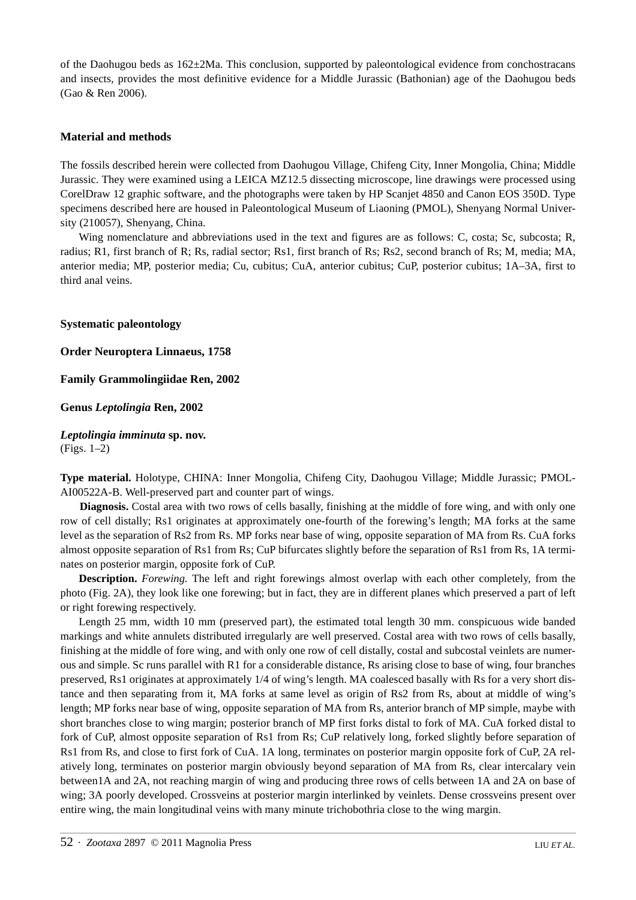of the Daohugou beds as 162±2Ma. This conclusion, supported by paleontological evidence from conchostracans and insects, provides the most definitive evidence for a Middle Jurassic (Bathonian) age of the Daohugou beds (Gao & Ren 2006).

## Material and methods

The fossils described herein were collected from Daohugou Village, Chifeng City, Inner Mongolia, China; Middle Jurassic. They were examined using a LEICA MZ12.5 dissecting microscope, line drawings were processed using CorelDraw 12 graphic software, and the photographs were taken by HP Scanjet 4850 and Canon EOS 350D. Type specimens described here are housed in Paleontological Museum of Liaoning (PMOL), Shenyang Normal University (210057), Shenyang, China.

Wing nomenclature and abbreviations used in the text and figures are as follows: C, costa; Sc, subcosta; R, radius; R1, first branch of R; Rs, radial sector; Rs1, first branch of Rs; Rs2, second branch of Rs; M, media; MA, anterior media; MP, posterior media; Cu, cubitus; CuA, anterior cubitus; CuP, posterior cubitus; 1A–3A, first to third anal veins.

## Systematic paleontology

### Order Neuroptera Linnaeus, 1758

### Family Grammolingiidae Ren, 2002

### Genus *Leptolingia* Ren, 2002

### *Leptolingia imminuta* sp. nov.

(Figs. 1–2)

**Type material.** Holotype, CHINA: Inner Mongolia, Chifeng City, Daohugou Village; Middle Jurassic; PMOL-AI00522A-B. Well-preserved part and counter part of wings.

**Diagnosis.** Costal area with two rows of cells basally, finishing at the middle of fore wing, and with only one row of cell distally; Rs1 originates at approximately one-fourth of the forewing's length; MA forks at the same level as the separation of Rs2 from Rs. MP forks near base of wing, opposite separation of MA from Rs. CuA forks almost opposite separation of Rs1 from Rs; CuP bifurcates slightly before the separation of Rs1 from Rs, 1A terminates on posterior margin, opposite fork of CuP.

**Description.** *Forewing.* The left and right forewings almost overlap with each other completely, from the photo (Fig. 2A), they look like one forewing; but in fact, they are in different planes which preserved a part of left or right forewing respectively.

Length 25 mm, width 10 mm (preserved part), the estimated total length 30 mm. conspicuous wide banded markings and white annulets distributed irregularly are well preserved. Costal area with two rows of cells basally, finishing at the middle of fore wing, and with only one row of cell distally, costal and subcostal veinlets are numerous and simple. Sc runs parallel with R1 for a considerable distance, Rs arising close to base of wing, four branches preserved, Rs1 originates at approximately 1/4 of wing's length. MA coalesced basally with Rs for a very short distance and then separating from it, MA forks at same level as origin of Rs2 from Rs, about at middle of wing's length; MP forks near base of wing, opposite separation of MA from Rs, anterior branch of MP simple, maybe with short branches close to wing margin; posterior branch of MP first forks distal to fork of MA. CuA forked distal to fork of CuP, almost opposite separation of Rs1 from Rs; CuP relatively long, forked slightly before separation of Rs1 from Rs, and close to first fork of CuA. 1A long, terminates on posterior margin opposite fork of CuP, 2A relatively long, terminates on posterior margin obviously beyond separation of MA from Rs, clear intercalary vein between1A and 2A, not reaching margin of wing and producing three rows of cells between 1A and 2A on base of wing; 3A poorly developed. Crossveins at posterior margin interlinked by veinlets. Dense crossveins present over entire wing, the main longitudinal veins with many minute trichobothria close to the wing margin.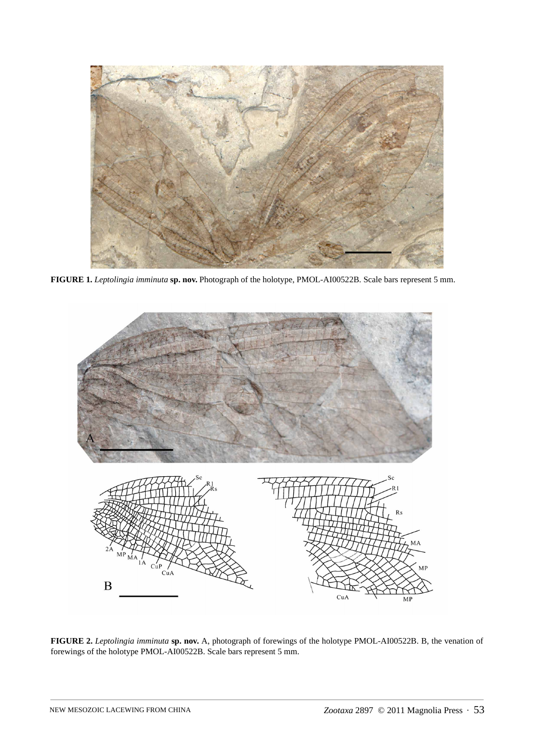**FIGURE 1.** *Leptolingia imminuta* **sp. nov.** Photograph of the holotype, PMOL-AI00522B. Scale bars represent 5 mm.

**FIGURE 2.** *Leptolingia imminuta* **sp. nov.** A, photograph of forewings of the holotype PMOL-AI00522B. B, the venation of forewings of the holotype PMOL-AI00522B. Scale bars represent 5 mm.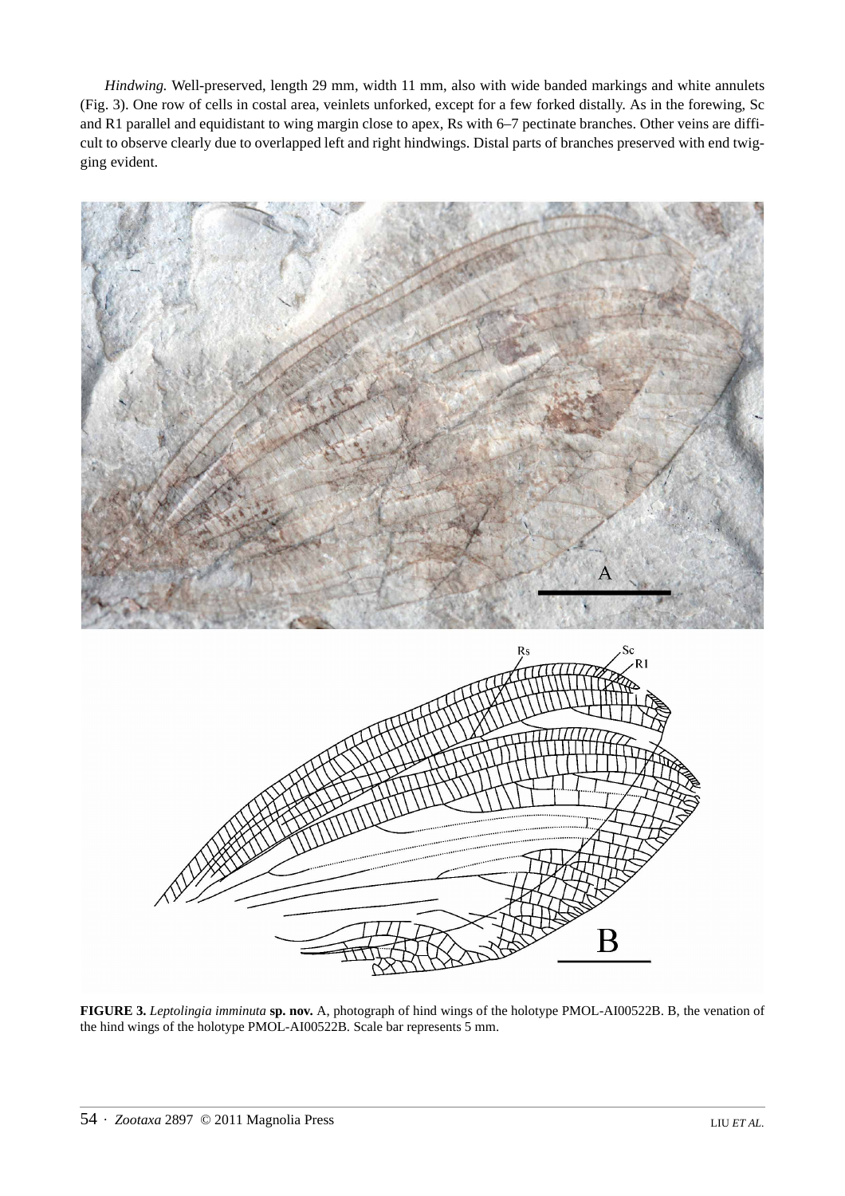*Hindwing.* Well-preserved, length 29 mm, width 11 mm, also with wide banded markings and white annulets (Fig. 3). One row of cells in costal area, veinlets unforked, except for a few forked distally. As in the forewing, Sc and R1 parallel and equidistant to wing margin close to apex, Rs with 6–7 pectinate branches. Other veins are difficult to observe clearly due to overlapped left and right hindwings. Distal parts of branches preserved with end twigging evident.

**FIGURE 3.** *Leptolingia imminuta* **sp. nov.** A, photograph of hind wings of the holotype PMOL-AI00522B. B, the venation of the hind wings of the holotype PMOL-AI00522B. Scale bar represents 5 mm.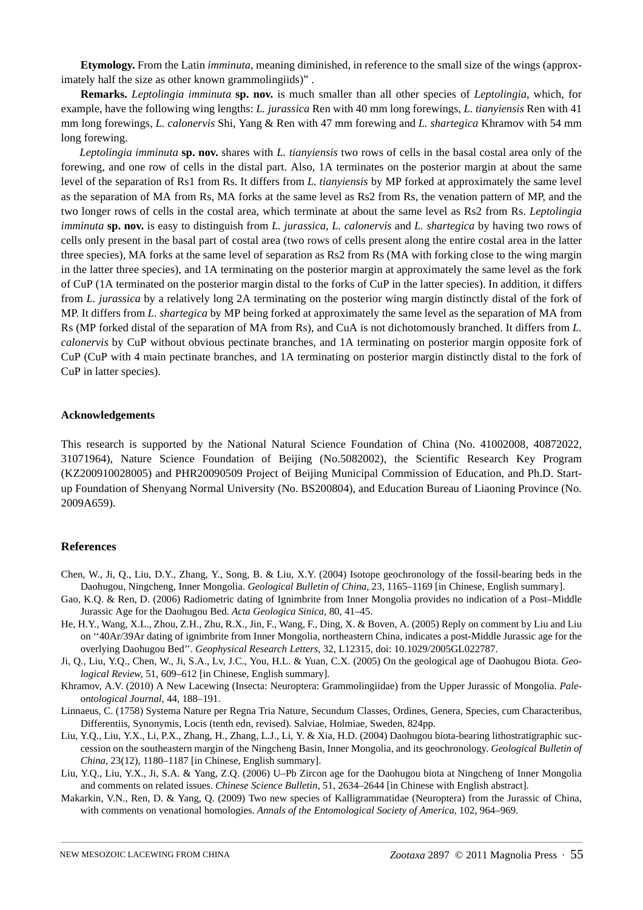**Etymology.** From the Latin *imminuta*, meaning diminished, in reference to the small size of the wings (approximately half the size as other known grammolingiids)" .

**Remarks.** *Leptolingia imminuta* **sp. nov.** is much smaller than all other species of *Leptolingia*, which, for example, have the following wing lengths: *L. jurassica* Ren with 40 mm long forewings, *L. tianyiensis* Ren with 41 mm long forewings, *L. calonervis* Shi, Yang & Ren with 47 mm forewing and *L. shartegica* Khramov with 54 mm long forewing.

*Leptolingia imminuta* **sp. nov.** shares with *L. tianyiensis* two rows of cells in the basal costal area only of the forewing, and one row of cells in the distal part. Also, 1A terminates on the posterior margin at about the same level of the separation of Rs1 from Rs. It differs from *L. tianyiensis* by MP forked at approximately the same level as the separation of MA from Rs, MA forks at the same level as Rs2 from Rs, the venation pattern of MP, and the two longer rows of cells in the costal area, which terminate at about the same level as Rs2 from Rs. *Leptolingia imminuta* **sp. nov.** is easy to distinguish from *L. jurassica*, *L. calonervis* and *L. shartegica* by having two rows of cells only present in the basal part of costal area (two rows of cells present along the entire costal area in the latter three species), MA forks at the same level of separation as Rs2 from Rs (MA with forking close to the wing margin in the latter three species), and 1A terminating on the posterior margin at approximately the same level as the fork of CuP (1A terminated on the posterior margin distal to the forks of CuP in the latter species). In addition, it differs from *L. jurassica* by a relatively long 2A terminating on the posterior wing margin distinctly distal of the fork of MP. It differs from *L. shartegica* by MP being forked at approximately the same level as the separation of MA from Rs (MP forked distal of the separation of MA from Rs), and CuA is not dichotomously branched. It differs from *L. calonervis* by CuP without obvious pectinate branches, and 1A terminating on posterior margin opposite fork of CuP (CuP with 4 main pectinate branches, and 1A terminating on posterior margin distinctly distal to the fork of CuP in latter species).

## Acknowledgements

This research is supported by the National Natural Science Foundation of China (No. 41002008, 40872022, 31071964), Nature Science Foundation of Beijing (No.5082002), the Scientific Research Key Program (KZ200910028005) and PHR20090509 Project of Beijing Municipal Commission of Education, and Ph.D. Start-up Foundation of Shenyang Normal University (No. BS200804), and Education Bureau of Liaoning Province (No. 2009A659).

## References

Chen, W., Ji, Q., Liu, D.Y., Zhang, Y., Song, B. & Liu, X.Y. (2004) Isotope geochronology of the fossil-bearing beds in the Daohugou, Ningcheng, Inner Mongolia. *Geological Bulletin of China*, 23, 1165–1169 [in Chinese, English summary].

Gao, K.Q. & Ren, D. (2006) Radiometric dating of Ignimbrite from Inner Mongolia provides no indication of a Post–Middle Jurassic Age for the Daohugou Bed. *Acta Geologica Sinica*, 80, 41–45.

He, H.Y., Wang, X.L., Zhou, Z.H., Zhu, R.X., Jin, F., Wang, F., Ding, X. & Boven, A. (2005) Reply on comment by Liu and Liu on ''40Ar/39Ar dating of ignimbrite from Inner Mongolia, northeastern China, indicates a post-Middle Jurassic age for the overlying Daohugou Bed''. *Geophysical Research Letters*, 32, L12315, doi: 10.1029/2005GL022787.

Ji, Q., Liu, Y.Q., Chen, W., Ji, S.A., Lv, J.C., You, H.L. & Yuan, C.X. (2005) On the geological age of Daohugou Biota. *Geological Review*, 51, 609–612 [in Chinese, English summary].

Khramov, A.V. (2010) A New Lacewing (Insecta: Neuroptera: Grammolingiidae) from the Upper Jurassic of Mongolia. *Paleontological Journal*, 44, 188–191.

Linnaeus, C. (1758) Systema Nature per Regna Tria Nature, Secundum Classes, Ordines, Genera, Species, cum Characteribus, Differentiis, Synonymis, Locis (tenth edn, revised). Salviae, Holmiae, Sweden, 824pp.

Liu, Y.Q., Liu, Y.X., Li, P.X., Zhang, H., Zhang, L.J., Li, Y. & Xia, H.D. (2004) Daohugou biota-bearing lithostratigraphic succession on the southeastern margin of the Ningcheng Basin, Inner Mongolia, and its geochronology. *Geological Bulletin of China*, 23(12), 1180–1187 [in Chinese, English summary].

Liu, Y.Q., Liu, Y.X., Ji, S.A. & Yang, Z.Q. (2006) U–Pb Zircon age for the Daohugou biota at Ningcheng of Inner Mongolia and comments on related issues. *Chinese Science Bulletin*, 51, 2634–2644 [in Chinese with English abstract].

Makarkin, V.N., Ren, D. & Yang, Q. (2009) Two new species of Kalligrammatidae (Neuroptera) from the Jurassic of China, with comments on venational homologies. *Annals of the Entomological Society of America*, 102, 964–969.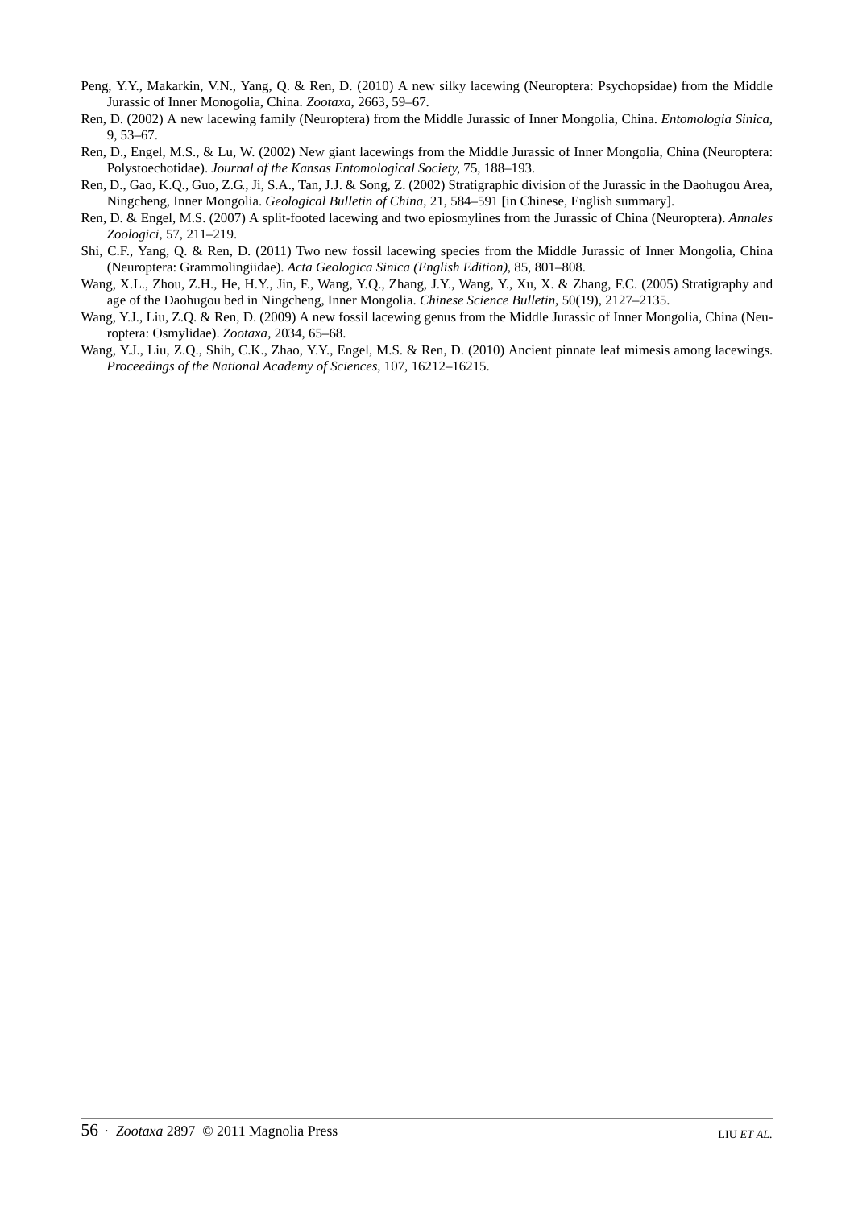Peng, Y.Y., Makarkin, V.N., Yang, Q. & Ren, D. (2010) A new silky lacewing (Neuroptera: Psychopsidae) from the Middle Jurassic of Inner Monogolia, China. *Zootaxa*, 2663, 59–67.

Ren, D. (2002) A new lacewing family (Neuroptera) from the Middle Jurassic of Inner Mongolia, China. *Entomologia Sinica*, 9, 53–67.

Ren, D., Engel, M.S., & Lu, W. (2002) New giant lacewings from the Middle Jurassic of Inner Mongolia, China (Neuroptera: Polystoechotidae). *Journal of the Kansas Entomological Society*, 75, 188–193.

Ren, D., Gao, K.Q., Guo, Z.G., Ji, S.A., Tan, J.J. & Song, Z. (2002) Stratigraphic division of the Jurassic in the Daohugou Area, Ningcheng, Inner Mongolia. *Geological Bulletin of China*, 21, 584–591 [in Chinese, English summary].

Ren, D. & Engel, M.S. (2007) A split-footed lacewing and two epiosmylines from the Jurassic of China (Neuroptera). *Annales Zoologici*, 57, 211–219.

Shi, C.F., Yang, Q. & Ren, D. (2011) Two new fossil lacewing species from the Middle Jurassic of Inner Mongolia, China (Neuroptera: Grammolingiidae). *Acta Geologica Sinica (English Edition)*, 85, 801–808.

Wang, X.L., Zhou, Z.H., He, H.Y., Jin, F., Wang, Y.Q., Zhang, J.Y., Wang, Y., Xu, X. & Zhang, F.C. (2005) Stratigraphy and age of the Daohugou bed in Ningcheng, Inner Mongolia. *Chinese Science Bulletin*, 50(19), 2127–2135.

Wang, Y.J., Liu, Z.Q. & Ren, D. (2009) A new fossil lacewing genus from the Middle Jurassic of Inner Mongolia, China (Neuroptera: Osmylidae). *Zootaxa*, 2034, 65–68.

Wang, Y.J., Liu, Z.Q., Shih, C.K., Zhao, Y.Y., Engel, M.S. & Ren, D. (2010) Ancient pinnate leaf mimesis among lacewings. *Proceedings of the National Academy of Sciences*, 107, 16212–16215.